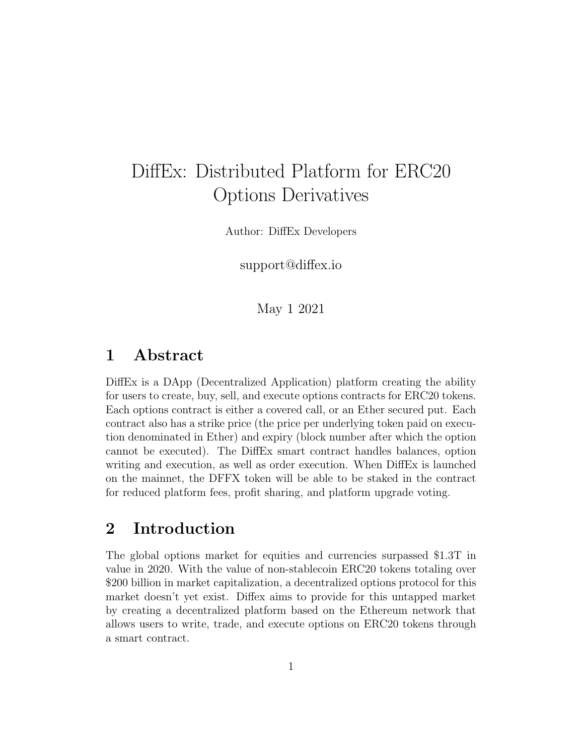# DiffEx: Distributed Platform for ERC20 Options Derivatives

Author: DiffEx Developers

support@diffex.io

May 1 2021

## 1 Abstract

DiffEx is a DApp (Decentralized Application) platform creating the ability for users to create, buy, sell, and execute options contracts for ERC20 tokens. Each options contract is either a covered call, or an Ether secured put. Each contract also has a strike price (the price per underlying token paid on execution denominated in Ether) and expiry (block number after which the option cannot be executed). The DiffEx smart contract handles balances, option writing and execution, as well as order execution. When DiffEx is launched on the mainnet, the DFFX token will be able to be staked in the contract for reduced platform fees, profit sharing, and platform upgrade voting.

## 2 Introduction

The global options market for equities and currencies surpassed $1.3T in value in 2020. With the value of non-stablecoin ERC20 tokens totaling over $200 billion in market capitalization, a decentralized options protocol for this market doesn't yet exist. Diffex aims to provide for this untapped market by creating a decentralized platform based on the Ethereum network that allows users to write, trade, and execute options on ERC20 tokens through a smart contract.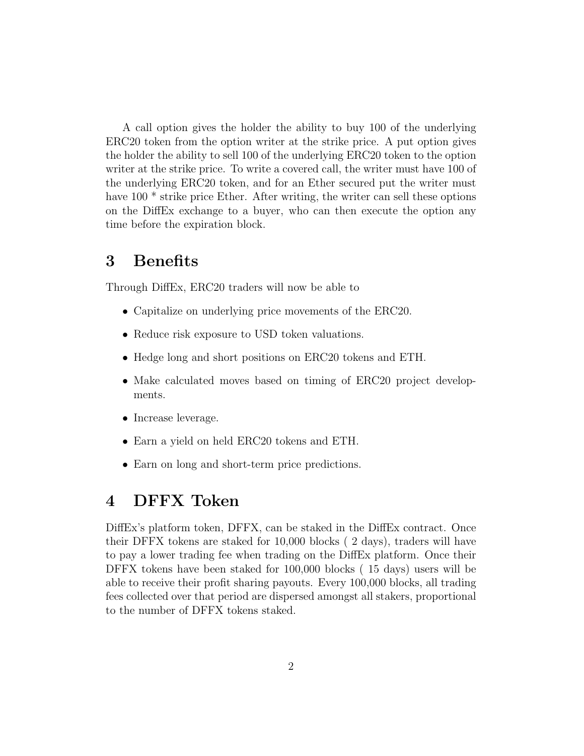A call option gives the holder the ability to buy 100 of the underlying ERC20 token from the option writer at the strike price. A put option gives the holder the ability to sell 100 of the underlying ERC20 token to the option writer at the strike price. To write a covered call, the writer must have 100 of the underlying ERC20 token, and for an Ether secured put the writer must have 100 * strike price Ether. After writing, the writer can sell these options on the DiffEx exchange to a buyer, who can then execute the option any time before the expiration block.

# 3 Benefits

Through DiffEx, ERC20 traders will now be able to

- Capitalize on underlying price movements of the ERC20.
- Reduce risk exposure to USD token valuations.
- Hedge long and short positions on ERC20 tokens and ETH.
- Make calculated moves based on timing of ERC20 project developments.
- Increase leverage.
- Earn a yield on held ERC20 tokens and ETH.
- Earn on long and short-term price predictions.

# 4 DFFX Token

DiffEx's platform token, DFFX, can be staked in the DiffEx contract. Once their DFFX tokens are staked for 10,000 blocks ( 2 days), traders will have to pay a lower trading fee when trading on the DiffEx platform. Once their DFFX tokens have been staked for 100,000 blocks ( 15 days) users will be able to receive their profit sharing payouts. Every 100,000 blocks, all trading fees collected over that period are dispersed amongst all stakers, proportional to the number of DFFX tokens staked.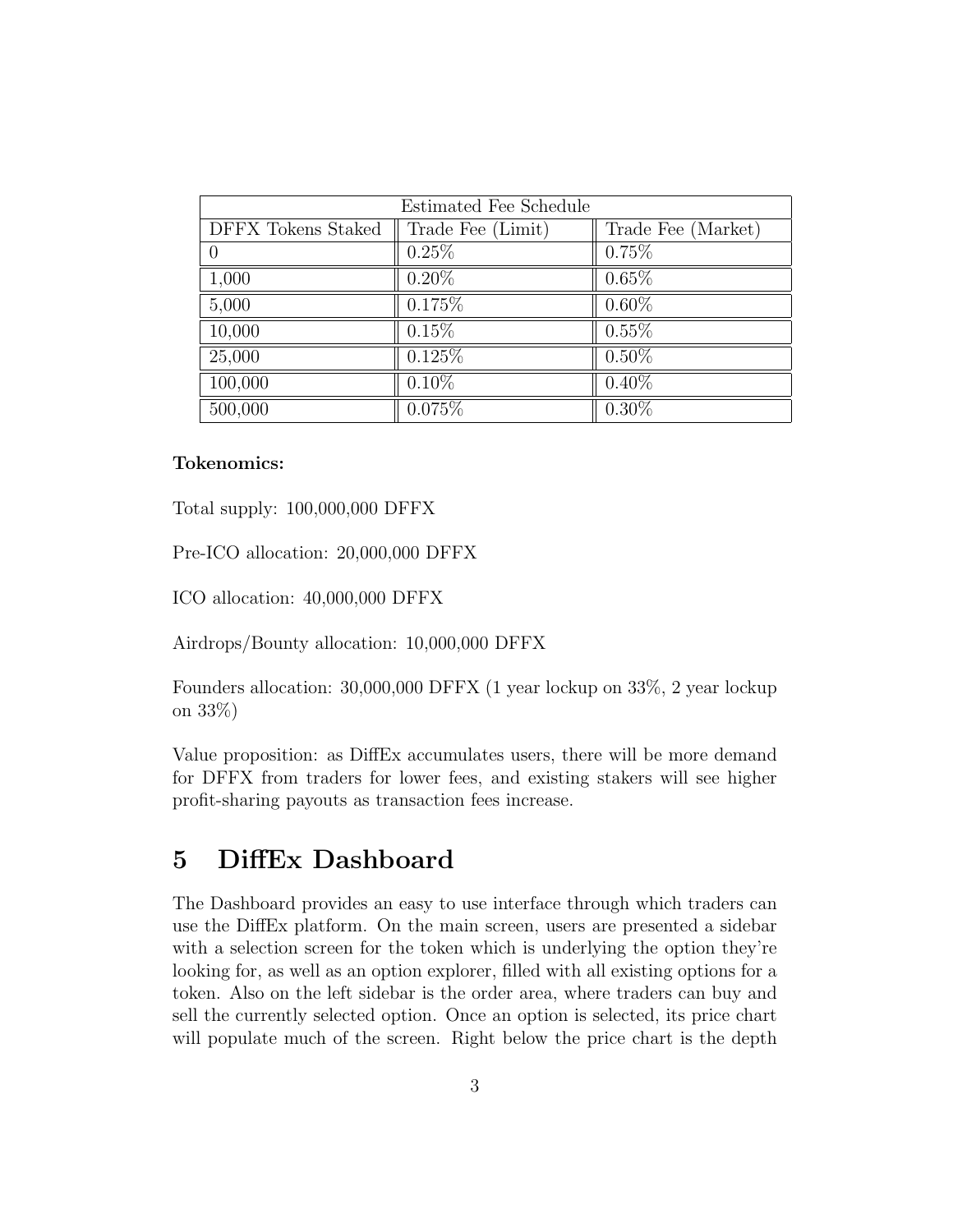| Estimated Fee Schedule | | |
|---|---|---|
| DFFX Tokens Staked | Trade Fee (Limit) | Trade Fee (Market) |
| 0 | 0.25% | 0.75% |
| 1,000 | 0.20% | 0.65% |
| 5,000 | 0.175% | 0.60% |
| 10,000 | 0.15% | 0.55% |
| 25,000 | 0.125% | 0.50% |
| 100,000 | 0.10% | 0.40% |
| 500,000 | 0.075% | 0.30% |

**Tokenomics:**

Total supply: 100,000,000 DFFX

Pre-ICO allocation: 20,000,000 DFFX

ICO allocation: 40,000,000 DFFX

Airdrops/Bounty allocation: 10,000,000 DFFX

Founders allocation: 30,000,000 DFFX (1 year lockup on 33%, 2 year lockup on 33%)

Value proposition: as DiffEx accumulates users, there will be more demand for DFFX from traders for lower fees, and existing stakers will see higher profit-sharing payouts as transaction fees increase.

## 5 DiffEx Dashboard

The Dashboard provides an easy to use interface through which traders can use the DiffEx platform. On the main screen, users are presented a sidebar with a selection screen for the token which is underlying the option they're looking for, as well as an option explorer, filled with all existing options for a token. Also on the left sidebar is the order area, where traders can buy and sell the currently selected option. Once an option is selected, its price chart will populate much of the screen. Right below the price chart is the depth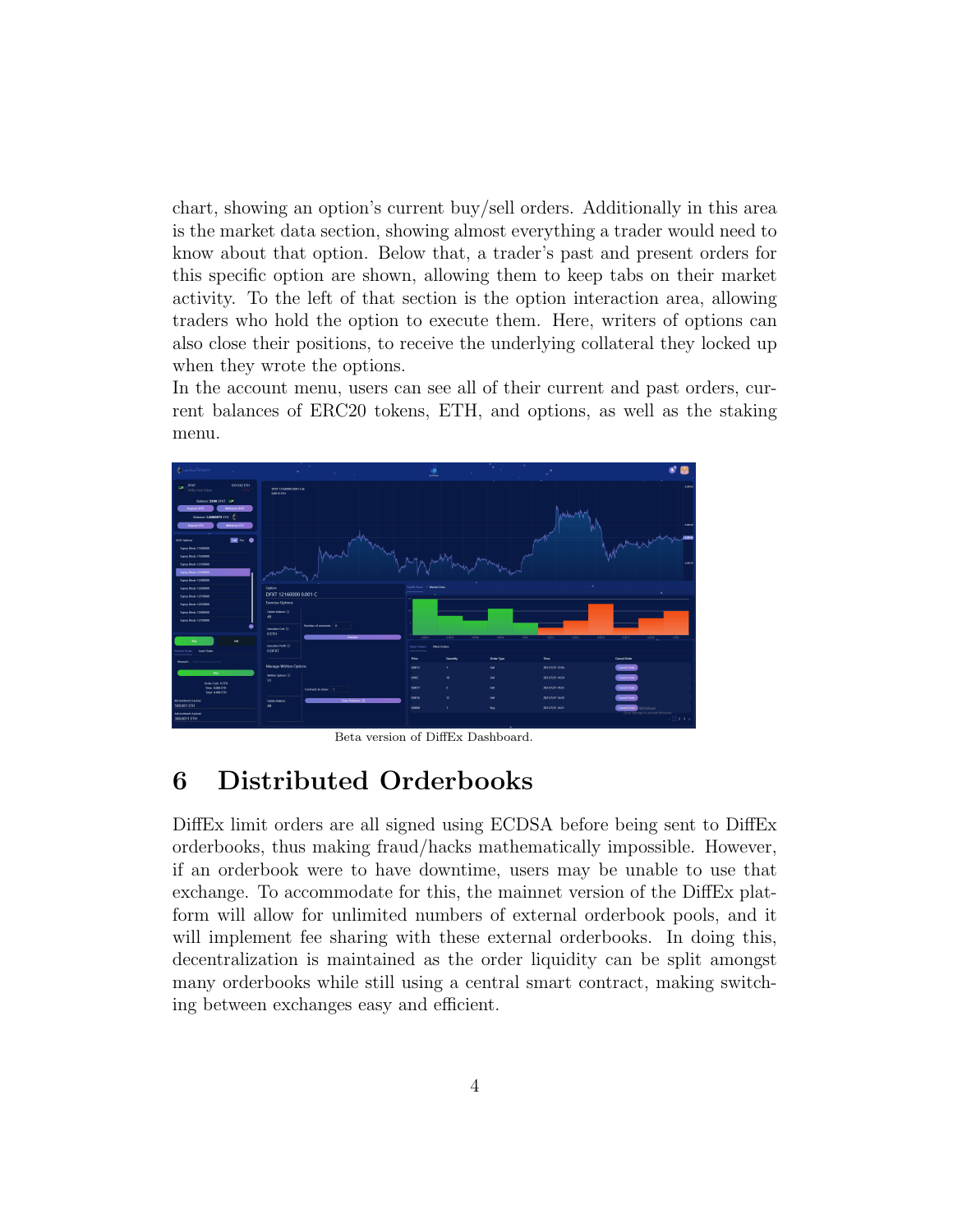chart, showing an option's current buy/sell orders. Additionally in this area is the market data section, showing almost everything a trader would need to know about that option. Below that, a trader's past and present orders for this specific option are shown, allowing them to keep tabs on their market activity. To the left of that section is the option interaction area, allowing traders who hold the option to execute them. Here, writers of options can also close their positions, to receive the underlying collateral they locked up when they wrote the options.

In the account menu, users can see all of their current and past orders, current balances of ERC20 tokens, ETH, and options, as well as the staking menu.

Beta version of DiffEx Dashboard.

# 6 Distributed Orderbooks

DiffEx limit orders are all signed using ECDSA before being sent to DiffEx orderbooks, thus making fraud/hacks mathematically impossible. However, if an orderbook were to have downtime, users may be unable to use that exchange. To accommodate for this, the mainnet version of the DiffEx platform will allow for unlimited numbers of external orderbook pools, and it will implement fee sharing with these external orderbooks. In doing this, decentralization is maintained as the order liquidity can be split amongst many orderbooks while still using a central smart contract, making switching between exchanges easy and efficient.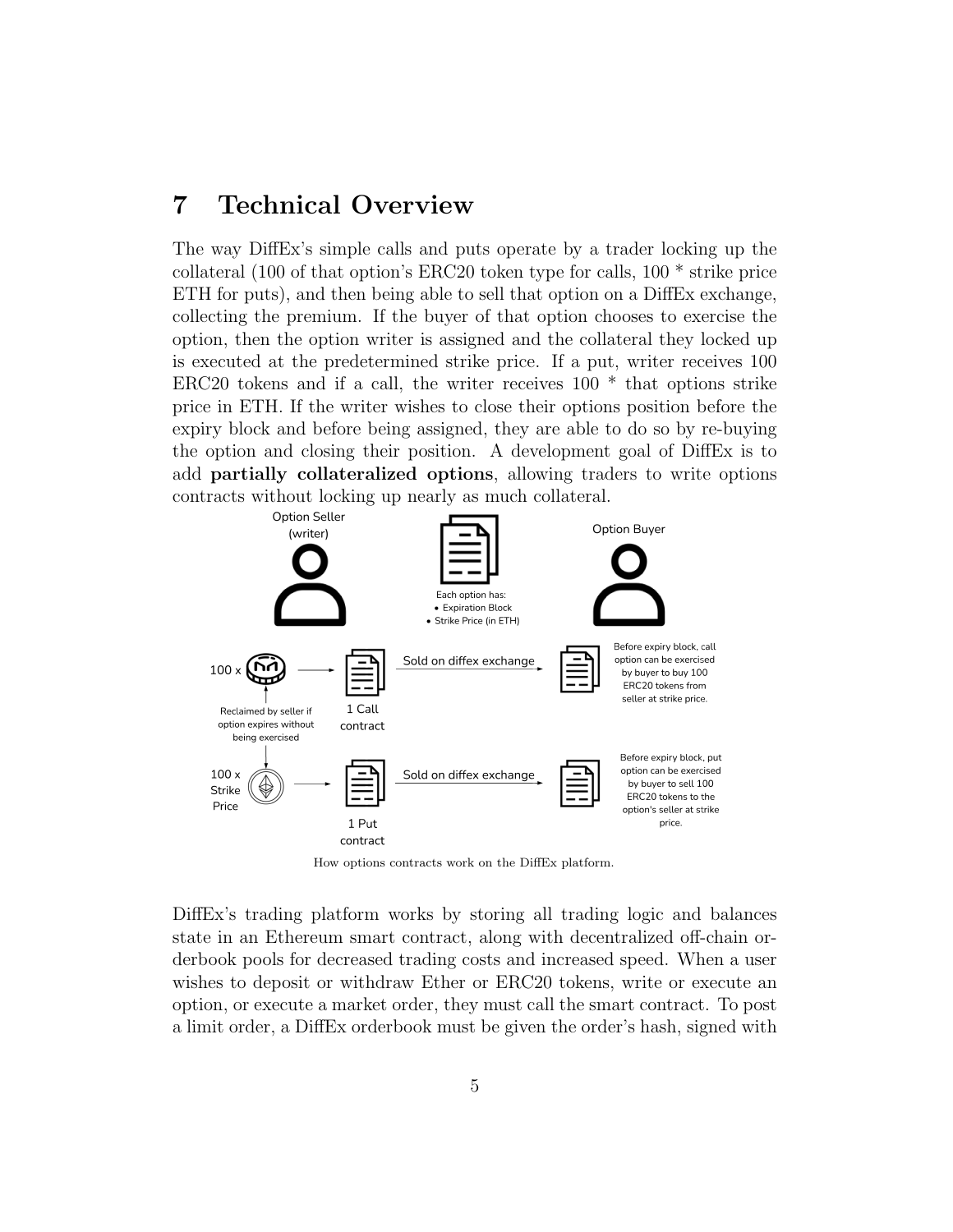# 7 Technical Overview

The way DiffEx's simple calls and puts operate by a trader locking up the collateral (100 of that option's ERC20 token type for calls, 100 * strike price ETH for puts), and then being able to sell that option on a DiffEx exchange, collecting the premium. If the buyer of that option chooses to exercise the option, then the option writer is assigned and the collateral they locked up is executed at the predetermined strike price. If a put, writer receives 100 ERC20 tokens and if a call, the writer receives 100 * that options strike price in ETH. If the writer wishes to close their options position before the expiry block and before being assigned, they are able to do so by re-buying the option and closing their position. A development goal of DiffEx is to add **partially collateralized options**, allowing traders to write options contracts without locking up nearly as much collateral.

How options contracts work on the DiffEx platform.

DiffEx's trading platform works by storing all trading logic and balances state in an Ethereum smart contract, along with decentralized off-chain orderbook pools for decreased trading costs and increased speed. When a user wishes to deposit or withdraw Ether or ERC20 tokens, write or execute an option, or execute a market order, they must call the smart contract. To post a limit order, a DiffEx orderbook must be given the order's hash, signed with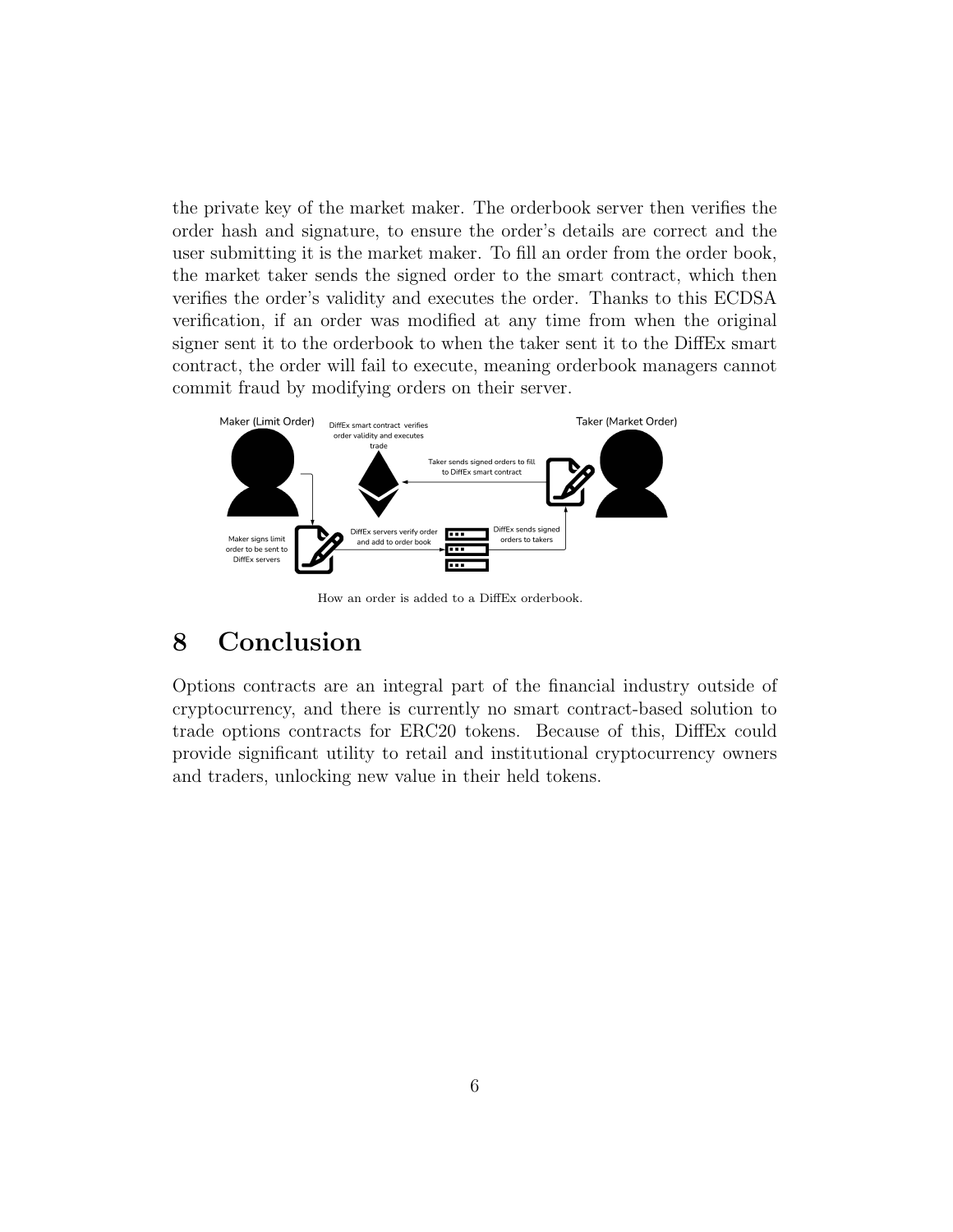the private key of the market maker. The orderbook server then verifies the order hash and signature, to ensure the order's details are correct and the user submitting it is the market maker. To fill an order from the order book, the market taker sends the signed order to the smart contract, which then verifies the order's validity and executes the order. Thanks to this ECDSA verification, if an order was modified at any time from when the original signer sent it to the orderbook to when the taker sent it to the DiffEx smart contract, the order will fail to execute, meaning orderbook managers cannot commit fraud by modifying orders on their server.

Maker (Limit Order)

DiffEx smart contract verifies order validity and executes trade

Taker (Market Order)

Taker sends signed orders to fill to DiffEx smart contract

Maker signs limit order to be sent to DiffEx servers

DiffEx servers verify order and add to order book

DiffEx sends signed orders to takers

How an order is added to a DiffEx orderbook.

# 8 Conclusion

Options contracts are an integral part of the financial industry outside of cryptocurrency, and there is currently no smart contract-based solution to trade options contracts for ERC20 tokens. Because of this, DiffEx could provide significant utility to retail and institutional cryptocurrency owners and traders, unlocking new value in their held tokens.